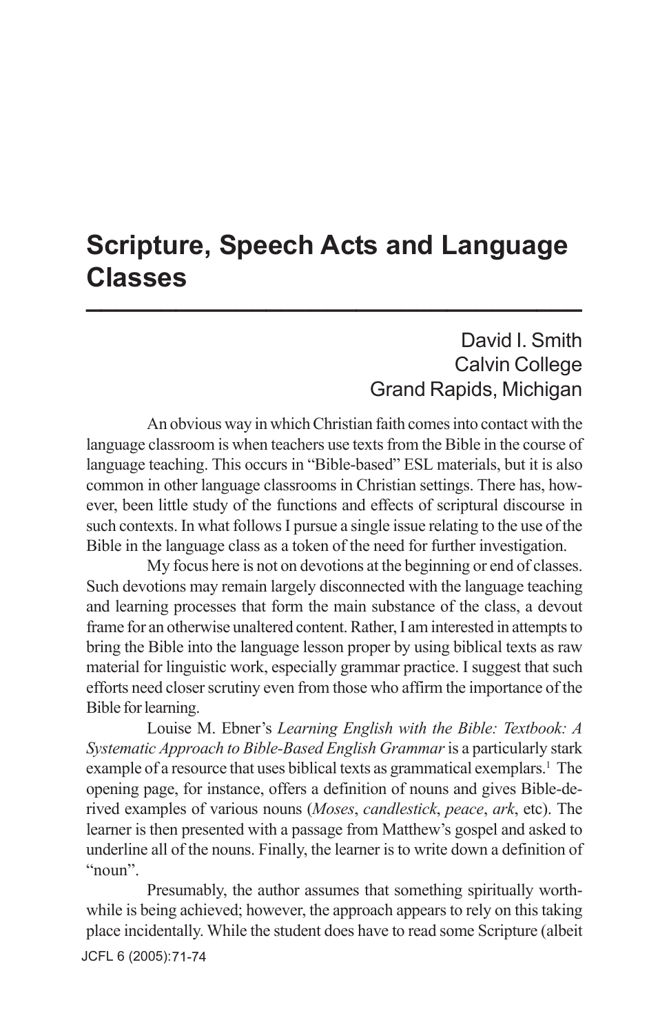# Scripture, Speech Acts and Language Classes

David I. Smith
Calvin College
Grand Rapids, Michigan

An obvious way in which Christian faith comes into contact with the language classroom is when teachers use texts from the Bible in the course of language teaching. This occurs in "Bible-based" ESL materials, but it is also common in other language classrooms in Christian settings. There has, however, been little study of the functions and effects of scriptural discourse in such contexts. In what follows I pursue a single issue relating to the use of the Bible in the language class as a token of the need for further investigation.

My focus here is not on devotions at the beginning or end of classes. Such devotions may remain largely disconnected with the language teaching and learning processes that form the main substance of the class, a devout frame for an otherwise unaltered content. Rather, I am interested in attempts to bring the Bible into the language lesson proper by using biblical texts as raw material for linguistic work, especially grammar practice. I suggest that such efforts need closer scrutiny even from those who affirm the importance of the Bible for learning.

Louise M. Ebner's *Learning English with the Bible: Textbook: A Systematic Approach to Bible-Based English Grammar* is a particularly stark example of a resource that uses biblical texts as grammatical exemplars.[1] The opening page, for instance, offers a definition of nouns and gives Bible-derived examples of various nouns (*Moses*, *candlestick*, *peace*, *ark*, etc). The learner is then presented with a passage from Matthew's gospel and asked to underline all of the nouns. Finally, the learner is to write down a definition of "noun".

Presumably, the author assumes that something spiritually worthwhile is being achieved; however, the approach appears to rely on this taking place incidentally. While the student does have to read some Scripture (albeit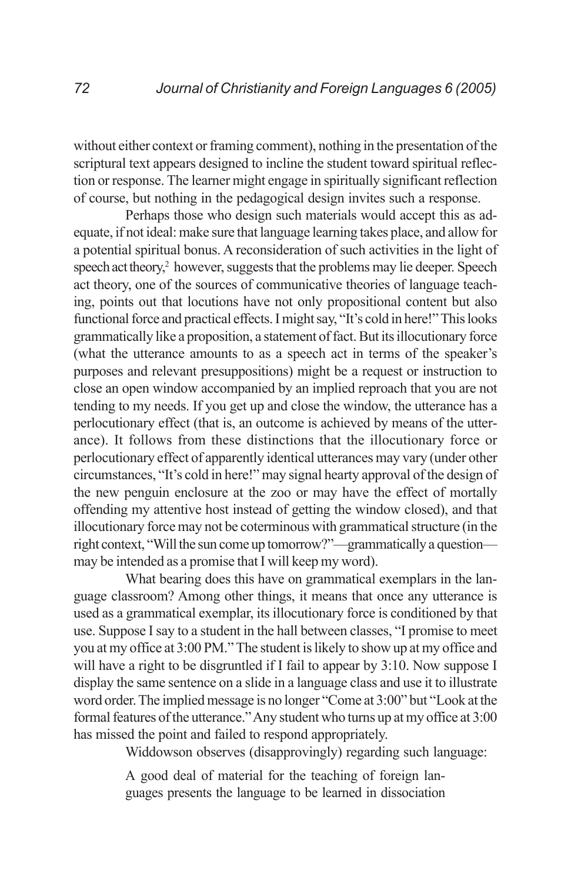without either context or framing comment), nothing in the presentation of the scriptural text appears designed to incline the student toward spiritual reflection or response. The learner might engage in spiritually significant reflection of course, but nothing in the pedagogical design invites such a response.

Perhaps those who design such materials would accept this as adequate, if not ideal: make sure that language learning takes place, and allow for a potential spiritual bonus. A reconsideration of such activities in the light of speech act theory,[2] however, suggests that the problems may lie deeper. Speech act theory, one of the sources of communicative theories of language teaching, points out that locutions have not only propositional content but also functional force and practical effects. I might say, "It's cold in here!" This looks grammatically like a proposition, a statement of fact. But its illocutionary force (what the utterance amounts to as a speech act in terms of the speaker's purposes and relevant presuppositions) might be a request or instruction to close an open window accompanied by an implied reproach that you are not tending to my needs. If you get up and close the window, the utterance has a perlocutionary effect (that is, an outcome is achieved by means of the utterance). It follows from these distinctions that the illocutionary force or perlocutionary effect of apparently identical utterances may vary (under other circumstances, "It's cold in here!" may signal hearty approval of the design of the new penguin enclosure at the zoo or may have the effect of mortally offending my attentive host instead of getting the window closed), and that illocutionary force may not be coterminous with grammatical structure (in the right context, "Will the sun come up tomorrow?"—grammatically a question—may be intended as a promise that I will keep my word).

What bearing does this have on grammatical exemplars in the language classroom? Among other things, it means that once any utterance is used as a grammatical exemplar, its illocutionary force is conditioned by that use. Suppose I say to a student in the hall between classes, "I promise to meet you at my office at 3:00 PM." The student is likely to show up at my office and will have a right to be disgruntled if I fail to appear by 3:10. Now suppose I display the same sentence on a slide in a language class and use it to illustrate word order. The implied message is no longer "Come at 3:00" but "Look at the formal features of the utterance." Any student who turns up at my office at 3:00 has missed the point and failed to respond appropriately.

Widdowson observes (disapprovingly) regarding such language:

> A good deal of material for the teaching of foreign languages presents the language to be learned in dissociation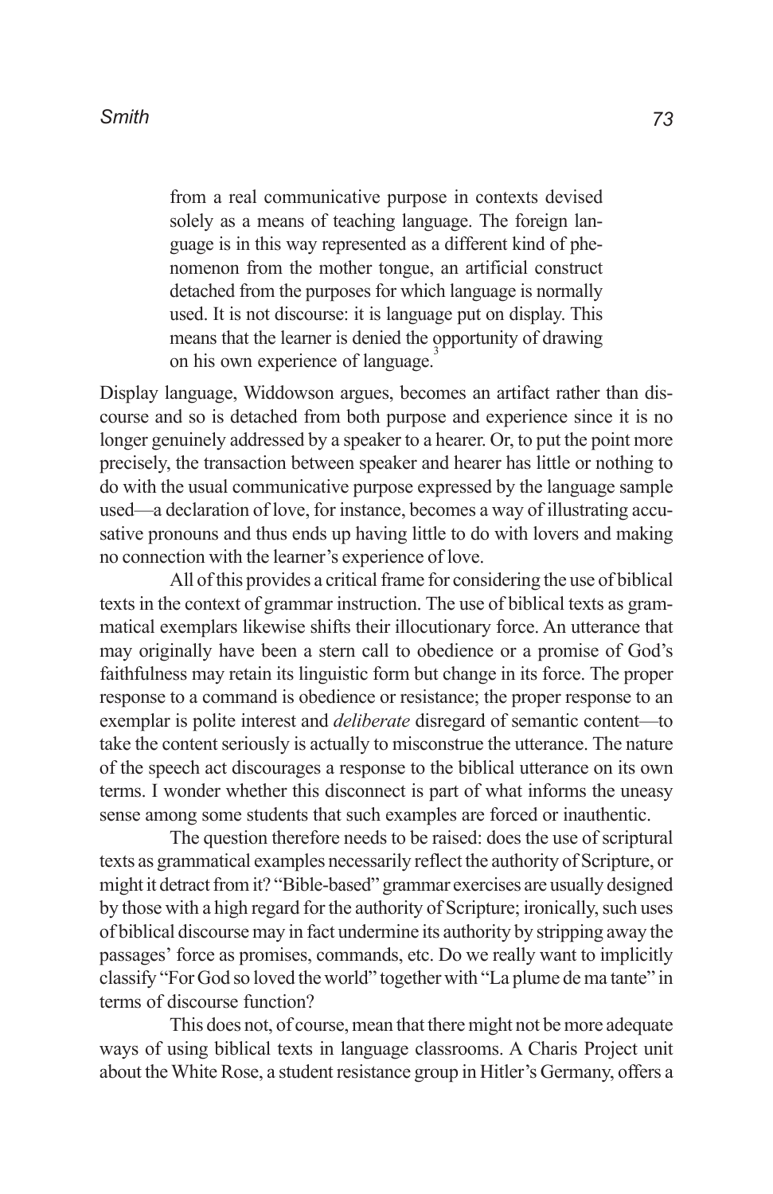> from a real communicative purpose in contexts devised solely as a means of teaching language. The foreign language is in this way represented as a different kind of phenomenon from the mother tongue, an artificial construct detached from the purposes for which language is normally used. It is not discourse: it is language put on display. This means that the learner is denied the opportunity of drawing on his own experience of language.[3]

Display language, Widdowson argues, becomes an artifact rather than discourse and so is detached from both purpose and experience since it is no longer genuinely addressed by a speaker to a hearer. Or, to put the point more precisely, the transaction between speaker and hearer has little or nothing to do with the usual communicative purpose expressed by the language sample used—a declaration of love, for instance, becomes a way of illustrating accusative pronouns and thus ends up having little to do with lovers and making no connection with the learner's experience of love.

All of this provides a critical frame for considering the use of biblical texts in the context of grammar instruction. The use of biblical texts as grammatical exemplars likewise shifts their illocutionary force. An utterance that may originally have been a stern call to obedience or a promise of God's faithfulness may retain its linguistic form but change in its force. The proper response to a command is obedience or resistance; the proper response to an exemplar is polite interest and *deliberate* disregard of semantic content—to take the content seriously is actually to misconstrue the utterance. The nature of the speech act discourages a response to the biblical utterance on its own terms. I wonder whether this disconnect is part of what informs the uneasy sense among some students that such examples are forced or inauthentic.

The question therefore needs to be raised: does the use of scriptural texts as grammatical examples necessarily reflect the authority of Scripture, or might it detract from it? "Bible-based" grammar exercises are usually designed by those with a high regard for the authority of Scripture; ironically, such uses of biblical discourse may in fact undermine its authority by stripping away the passages' force as promises, commands, etc. Do we really want to implicitly classify "For God so loved the world" together with "La plume de ma tante" in terms of discourse function?

This does not, of course, mean that there might not be more adequate ways of using biblical texts in language classrooms. A Charis Project unit about the White Rose, a student resistance group in Hitler's Germany, offers a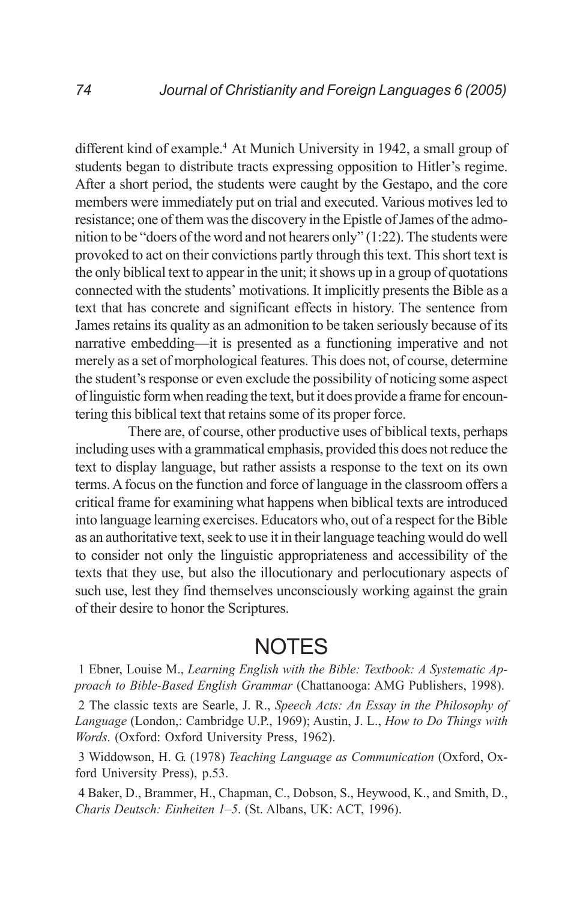different kind of example.[4] At Munich University in 1942, a small group of students began to distribute tracts expressing opposition to Hitler's regime. After a short period, the students were caught by the Gestapo, and the core members were immediately put on trial and executed. Various motives led to resistance; one of them was the discovery in the Epistle of James of the admonition to be "doers of the word and not hearers only" (1:22). The students were provoked to act on their convictions partly through this text. This short text is the only biblical text to appear in the unit; it shows up in a group of quotations connected with the students' motivations. It implicitly presents the Bible as a text that has concrete and significant effects in history. The sentence from James retains its quality as an admonition to be taken seriously because of its narrative embedding—it is presented as a functioning imperative and not merely as a set of morphological features. This does not, of course, determine the student's response or even exclude the possibility of noticing some aspect of linguistic form when reading the text, but it does provide a frame for encountering this biblical text that retains some of its proper force.

There are, of course, other productive uses of biblical texts, perhaps including uses with a grammatical emphasis, provided this does not reduce the text to display language, but rather assists a response to the text on its own terms. A focus on the function and force of language in the classroom offers a critical frame for examining what happens when biblical texts are introduced into language learning exercises. Educators who, out of a respect for the Bible as an authoritative text, seek to use it in their language teaching would do well to consider not only the linguistic appropriateness and accessibility of the texts that they use, but also the illocutionary and perlocutionary aspects of such use, lest they find themselves unconsciously working against the grain of their desire to honor the Scriptures.

# NOTES

1 Ebner, Louise M., *Learning English with the Bible: Textbook: A Systematic Approach to Bible-Based English Grammar* (Chattanooga: AMG Publishers, 1998).

2 The classic texts are Searle, J. R., *Speech Acts: An Essay in the Philosophy of Language* (London,: Cambridge U.P., 1969); Austin, J. L., *How to Do Things with Words*. (Oxford: Oxford University Press, 1962).

3 Widdowson, H. G. (1978) *Teaching Language as Communication* (Oxford, Oxford University Press), p.53.

4 Baker, D., Brammer, H., Chapman, C., Dobson, S., Heywood, K., and Smith, D., *Charis Deutsch: Einheiten 1–5*. (St. Albans, UK: ACT, 1996).